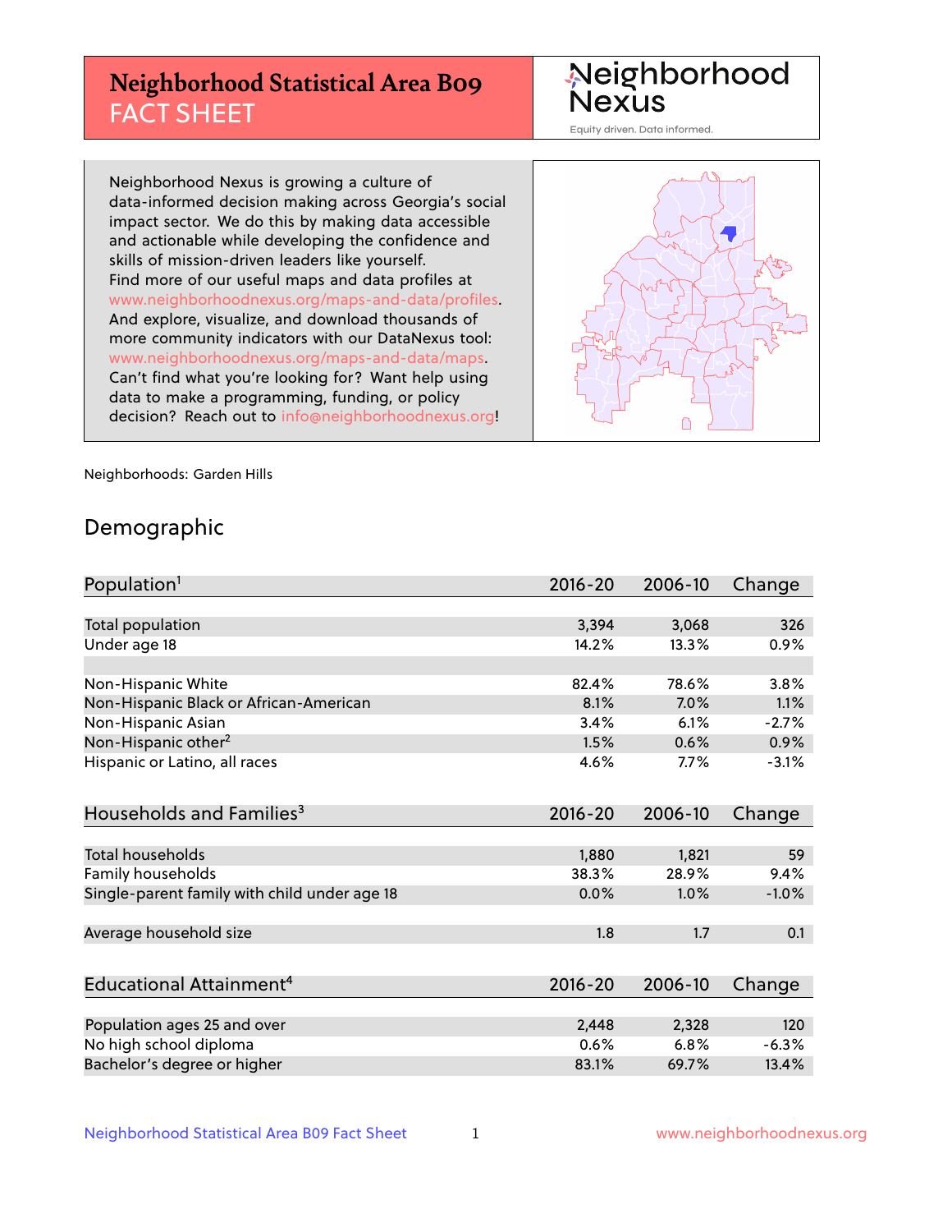# Neighborhood Statistical Area B09 FACT SHEET

Neighborhood Nexus

Equity driven. Data informed.

Neighborhood Nexus is growing a culture of data-informed decision making across Georgia's social impact sector. We do this by making data accessible and actionable while developing the confidence and skills of mission-driven leaders like yourself. Find more of our useful maps and data profiles at www.neighborhoodnexus.org/maps-and-data/profiles. And explore, visualize, and download thousands of more community indicators with our DataNexus tool: www.neighborhoodnexus.org/maps-and-data/maps. Can't find what you're looking for? Want help using data to make a programming, funding, or policy decision? Reach out to info@neighborhoodnexus.org!

Neighborhoods: Garden Hills

## Demographic

| Population[1] | 2016-20 | 2006-10 | Change |
|---|---|---|---|
| Total population | 3,394 | 3,068 | 326 |
| Under age 18 | 14.2% | 13.3% | 0.9% |
| | | | |
| Non-Hispanic White | 82.4% | 78.6% | 3.8% |
| Non-Hispanic Black or African-American | 8.1% | 7.0% | 1.1% |
| Non-Hispanic Asian | 3.4% | 6.1% | -2.7% |
| Non-Hispanic other[2] | 1.5% | 0.6% | 0.9% |
| Hispanic or Latino, all races | 4.6% | 7.7% | -3.1% |

| Households and Families[3] | 2016-20 | 2006-10 | Change |
|---|---|---|---|
| Total households | 1,880 | 1,821 | 59 |
| Family households | 38.3% | 28.9% | 9.4% |
| Single-parent family with child under age 18 | 0.0% | 1.0% | -1.0% |
| | | | |
| Average household size | 1.8 | 1.7 | 0.1 |

| Educational Attainment[4] | 2016-20 | 2006-10 | Change |
|---|---|---|---|
| Population ages 25 and over | 2,448 | 2,328 | 120 |
| No high school diploma | 0.6% | 6.8% | -6.3% |
| Bachelor's degree or higher | 83.1% | 69.7% | 13.4% |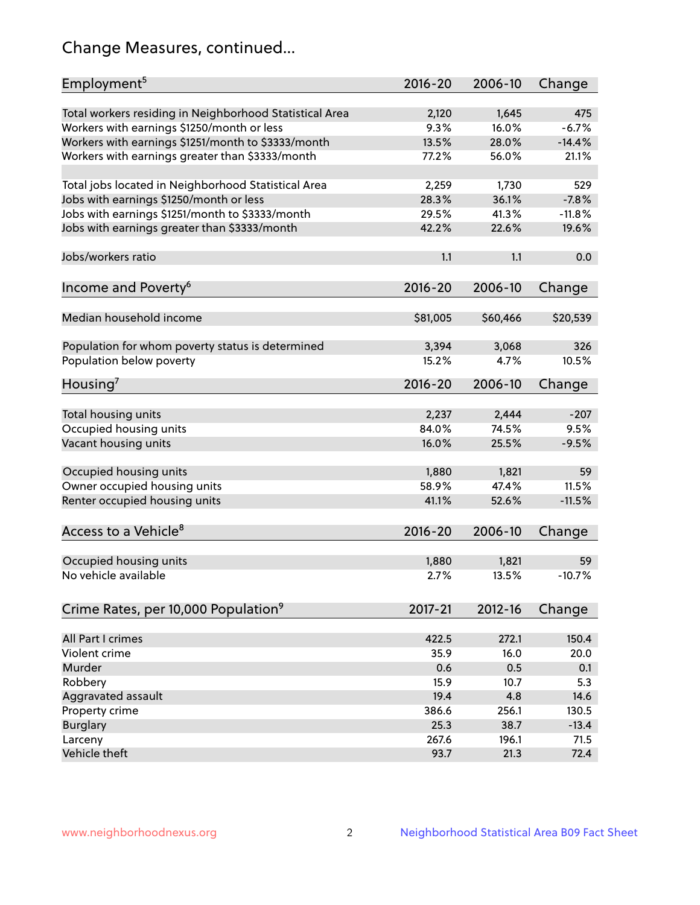# Change Measures, continued...

| Employment[5] | 2016-20 | 2006-10 | Change |
|---|---|---|---|
| Total workers residing in Neighborhood Statistical Area | 2,120 | 1,645 | 475 |
| Workers with earnings $1250/month or less | 9.3% | 16.0% | -6.7% |
| Workers with earnings $1251/month to $3333/month | 13.5% | 28.0% | -14.4% |
| Workers with earnings greater than $3333/month | 77.2% | 56.0% | 21.1% |
| | | | |
| Total jobs located in Neighborhood Statistical Area | 2,259 | 1,730 | 529 |
| Jobs with earnings $1250/month or less | 28.3% | 36.1% | -7.8% |
| Jobs with earnings $1251/month to $3333/month | 29.5% | 41.3% | -11.8% |
| Jobs with earnings greater than $3333/month | 42.2% | 22.6% | 19.6% |
| | | | |
| Jobs/workers ratio | 1.1 | 1.1 | 0.0 |

| Income and Poverty[6] | 2016-20 | 2006-10 | Change |
|---|---|---|---|
| Median household income | $81,005 | $60,466 | $20,539 |
| | | | |
| Population for whom poverty status is determined | 3,394 | 3,068 | 326 |
| Population below poverty | 15.2% | 4.7% | 10.5% |

| Housing[7] | 2016-20 | 2006-10 | Change |
|---|---|---|---|
| Total housing units | 2,237 | 2,444 | -207 |
| Occupied housing units | 84.0% | 74.5% | 9.5% |
| Vacant housing units | 16.0% | 25.5% | -9.5% |
| | | | |
| Occupied housing units | 1,880 | 1,821 | 59 |
| Owner occupied housing units | 58.9% | 47.4% | 11.5% |
| Renter occupied housing units | 41.1% | 52.6% | -11.5% |

| Access to a Vehicle[8] | 2016-20 | 2006-10 | Change |
|---|---|---|---|
| Occupied housing units | 1,880 | 1,821 | 59 |
| No vehicle available | 2.7% | 13.5% | -10.7% |

| Crime Rates, per 10,000 Population[9] | 2017-21 | 2012-16 | Change |
|---|---|---|---|
| All Part I crimes | 422.5 | 272.1 | 150.4 |
| Violent crime | 35.9 | 16.0 | 20.0 |
| Murder | 0.6 | 0.5 | 0.1 |
| Robbery | 15.9 | 10.7 | 5.3 |
| Aggravated assault | 19.4 | 4.8 | 14.6 |
| Property crime | 386.6 | 256.1 | 130.5 |
| Burglary | 25.3 | 38.7 | -13.4 |
| Larceny | 267.6 | 196.1 | 71.5 |
| Vehicle theft | 93.7 | 21.3 | 72.4 |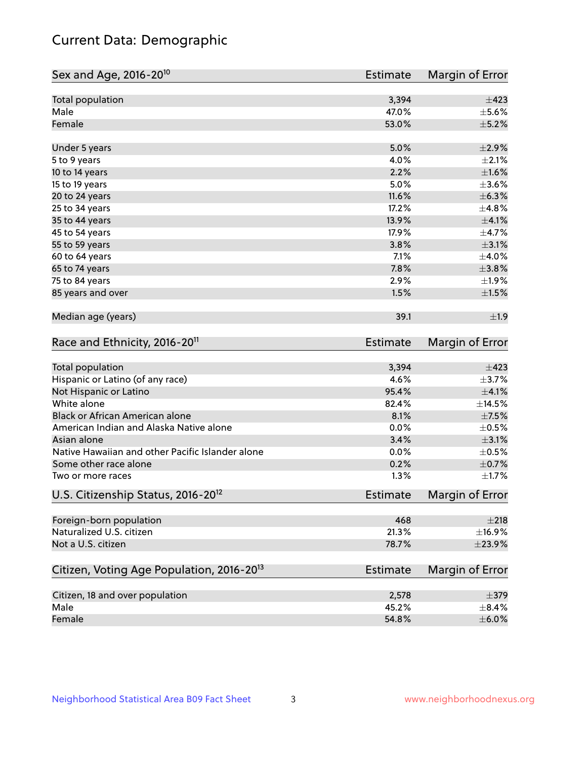# Current Data: Demographic

| Sex and Age, 2016-20[10] | Estimate | Margin of Error |
|---|---|---|
| Total population | 3,394 | ±423 |
| Male | 47.0% | ±5.6% |
| Female | 53.0% | ±5.2% |
| Under 5 years | 5.0% | ±2.9% |
| 5 to 9 years | 4.0% | ±2.1% |
| 10 to 14 years | 2.2% | ±1.6% |
| 15 to 19 years | 5.0% | ±3.6% |
| 20 to 24 years | 11.6% | ±6.3% |
| 25 to 34 years | 17.2% | ±4.8% |
| 35 to 44 years | 13.9% | ±4.1% |
| 45 to 54 years | 17.9% | ±4.7% |
| 55 to 59 years | 3.8% | ±3.1% |
| 60 to 64 years | 7.1% | ±4.0% |
| 65 to 74 years | 7.8% | ±3.8% |
| 75 to 84 years | 2.9% | ±1.9% |
| 85 years and over | 1.5% | ±1.5% |
| Median age (years) | 39.1 | ±1.9 |

| Race and Ethnicity, 2016-20[11] | Estimate | Margin of Error |
|---|---|---|
| Total population | 3,394 | ±423 |
| Hispanic or Latino (of any race) | 4.6% | ±3.7% |
| Not Hispanic or Latino | 95.4% | ±4.1% |
| White alone | 82.4% | ±14.5% |
| Black or African American alone | 8.1% | ±7.5% |
| American Indian and Alaska Native alone | 0.0% | ±0.5% |
| Asian alone | 3.4% | ±3.1% |
| Native Hawaiian and other Pacific Islander alone | 0.0% | ±0.5% |
| Some other race alone | 0.2% | ±0.7% |
| Two or more races | 1.3% | ±1.7% |

| U.S. Citizenship Status, 2016-20[12] | Estimate | Margin of Error |
|---|---|---|
| Foreign-born population | 468 | ±218 |
| Naturalized U.S. citizen | 21.3% | ±16.9% |
| Not a U.S. citizen | 78.7% | ±23.9% |

| Citizen, Voting Age Population, 2016-20[13] | Estimate | Margin of Error |
|---|---|---|
| Citizen, 18 and over population | 2,578 | ±379 |
| Male | 45.2% | ±8.4% |
| Female | 54.8% | ±6.0% |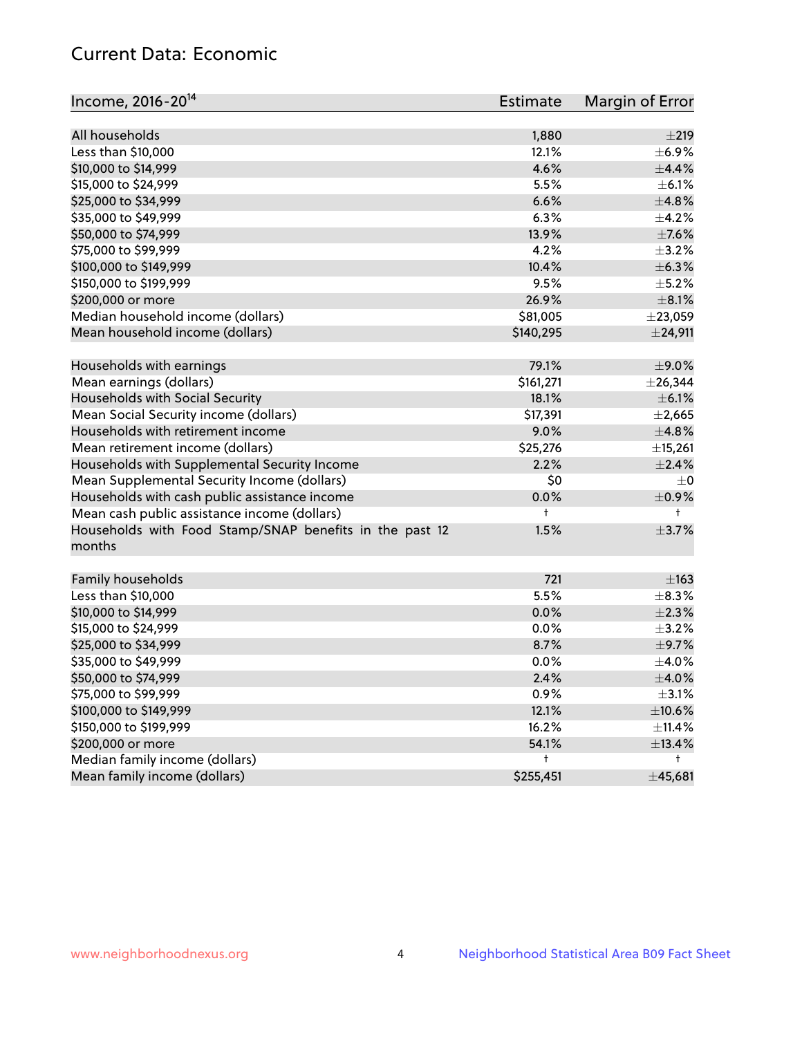## Current Data: Economic

| Income, 2016-20[14] | Estimate | Margin of Error |
| --- | --- | --- |
| All households | 1,880 | ±219 |
| Less than $10,000 | 12.1% | ±6.9% |
| $10,000 to $14,999 | 4.6% | ±4.4% |
| $15,000 to $24,999 | 5.5% | ±6.1% |
| $25,000 to $34,999 | 6.6% | ±4.8% |
| $35,000 to $49,999 | 6.3% | ±4.2% |
| $50,000 to $74,999 | 13.9% | ±7.6% |
| $75,000 to $99,999 | 4.2% | ±3.2% |
| $100,000 to $149,999 | 10.4% | ±6.3% |
| $150,000 to $199,999 | 9.5% | ±5.2% |
| $200,000 or more | 26.9% | ±8.1% |
| Median household income (dollars) | $81,005 | ±23,059 |
| Mean household income (dollars) | $140,295 | ±24,911 |
| | | |
| Households with earnings | 79.1% | ±9.0% |
| Mean earnings (dollars) | $161,271 | ±26,344 |
| Households with Social Security | 18.1% | ±6.1% |
| Mean Social Security income (dollars) | $17,391 | ±2,665 |
| Households with retirement income | 9.0% | ±4.8% |
| Mean retirement income (dollars) | $25,276 | ±15,261 |
| Households with Supplemental Security Income | 2.2% | ±2.4% |
| Mean Supplemental Security Income (dollars) | $0 | ±0 |
| Households with cash public assistance income | 0.0% | ±0.9% |
| Mean cash public assistance income (dollars) | † | † |
| Households with Food Stamp/SNAP benefits in the past 12 months | 1.5% | ±3.7% |
| | | |
| Family households | 721 | ±163 |
| Less than $10,000 | 5.5% | ±8.3% |
| $10,000 to $14,999 | 0.0% | ±2.3% |
| $15,000 to $24,999 | 0.0% | ±3.2% |
| $25,000 to $34,999 | 8.7% | ±9.7% |
| $35,000 to $49,999 | 0.0% | ±4.0% |
| $50,000 to $74,999 | 2.4% | ±4.0% |
| $75,000 to $99,999 | 0.9% | ±3.1% |
| $100,000 to $149,999 | 12.1% | ±10.6% |
| $150,000 to $199,999 | 16.2% | ±11.4% |
| $200,000 or more | 54.1% | ±13.4% |
| Median family income (dollars) | † | † |
| Mean family income (dollars) | $255,451 | ±45,681 |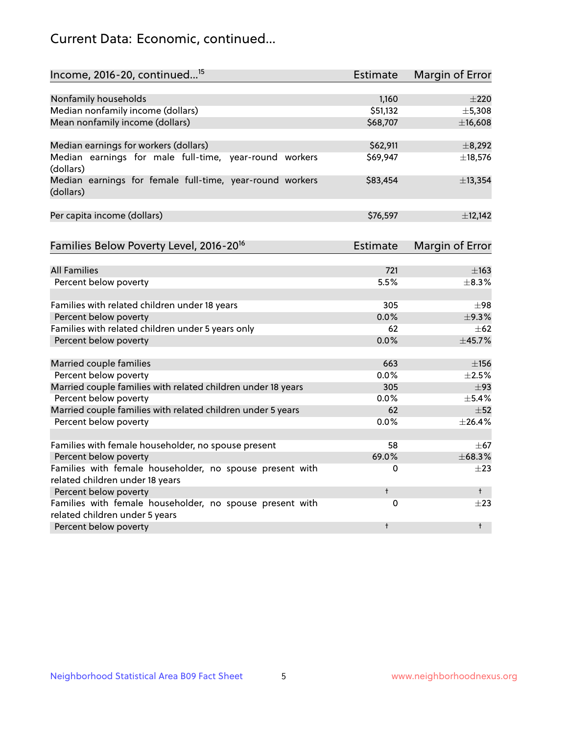## Current Data: Economic, continued...

| Income, 2016-20, continued...[15] | Estimate | Margin of Error |
|---|---|---|
| Nonfamily households | 1,160 | ±220 |
| Median nonfamily income (dollars) | $51,132 | ±5,308 |
| Mean nonfamily income (dollars) | $68,707 | ±16,608 |
| Median earnings for workers (dollars) | $62,911 | ±8,292 |
| Median earnings for male full-time, year-round workers (dollars) | $69,947 | ±18,576 |
| Median earnings for female full-time, year-round workers (dollars) | $83,454 | ±13,354 |
| Per capita income (dollars) | $76,597 | ±12,142 |

| Families Below Poverty Level, 2016-20[16] | Estimate | Margin of Error |
|---|---|---|
| All Families | 721 | ±163 |
| Percent below poverty | 5.5% | ±8.3% |
| Families with related children under 18 years | 305 | ±98 |
| Percent below poverty | 0.0% | ±9.3% |
| Families with related children under 5 years only | 62 | ±62 |
| Percent below poverty | 0.0% | ±45.7% |
| Married couple families | 663 | ±156 |
| Percent below poverty | 0.0% | ±2.5% |
| Married couple families with related children under 18 years | 305 | ±93 |
| Percent below poverty | 0.0% | ±5.4% |
| Married couple families with related children under 5 years | 62 | ±52 |
| Percent below poverty | 0.0% | ±26.4% |
| Families with female householder, no spouse present | 58 | ±67 |
| Percent below poverty | 69.0% | ±68.3% |
| Families with female householder, no spouse present with related children under 18 years | 0 | ±23 |
| Percent below poverty | † | † |
| Families with female householder, no spouse present with related children under 5 years | 0 | ±23 |
| Percent below poverty | † | † |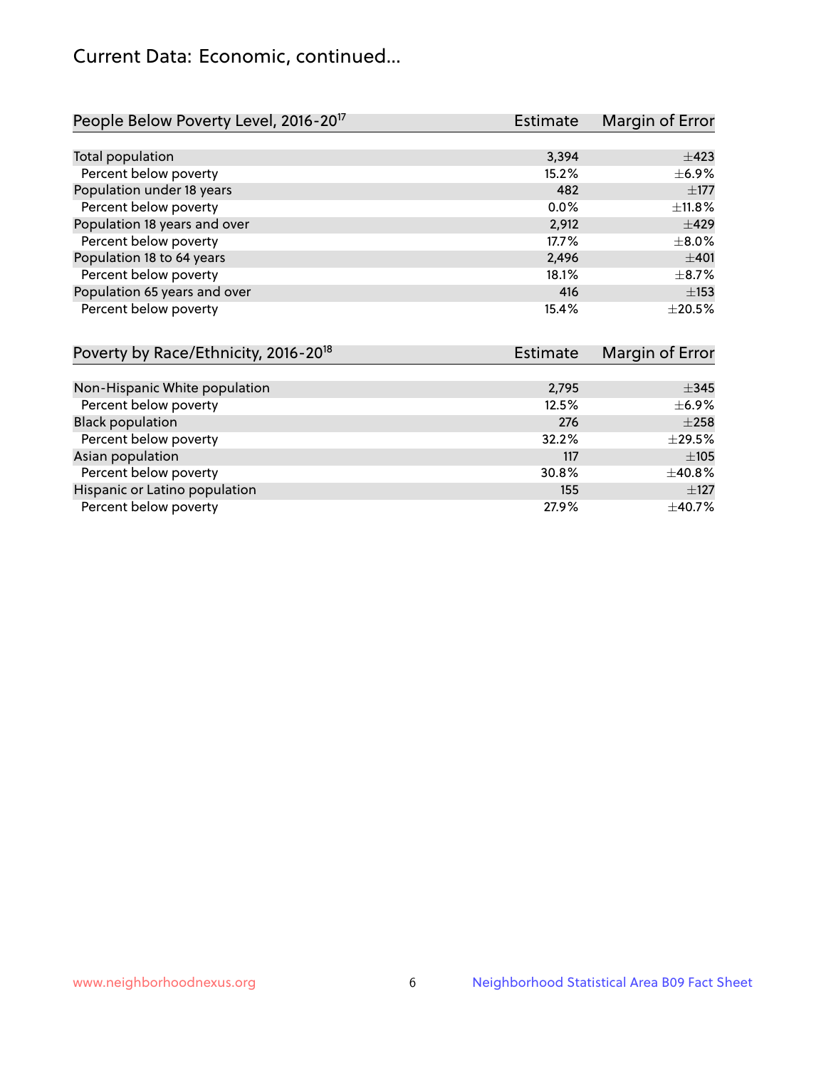# Current Data: Economic, continued...

| People Below Poverty Level, 2016-20[17] | Estimate | Margin of Error |
|---|---|---|
| Total population | 3,394 | ±423 |
| Percent below poverty | 15.2% | ±6.9% |
| Population under 18 years | 482 | ±177 |
| Percent below poverty | 0.0% | ±11.8% |
| Population 18 years and over | 2,912 | ±429 |
| Percent below poverty | 17.7% | ±8.0% |
| Population 18 to 64 years | 2,496 | ±401 |
| Percent below poverty | 18.1% | ±8.7% |
| Population 65 years and over | 416 | ±153 |
| Percent below poverty | 15.4% | ±20.5% |

| Poverty by Race/Ethnicity, 2016-20[18] | Estimate | Margin of Error |
|---|---|---|
| Non-Hispanic White population | 2,795 | ±345 |
| Percent below poverty | 12.5% | ±6.9% |
| Black population | 276 | ±258 |
| Percent below poverty | 32.2% | ±29.5% |
| Asian population | 117 | ±105 |
| Percent below poverty | 30.8% | ±40.8% |
| Hispanic or Latino population | 155 | ±127 |
| Percent below poverty | 27.9% | ±40.7% |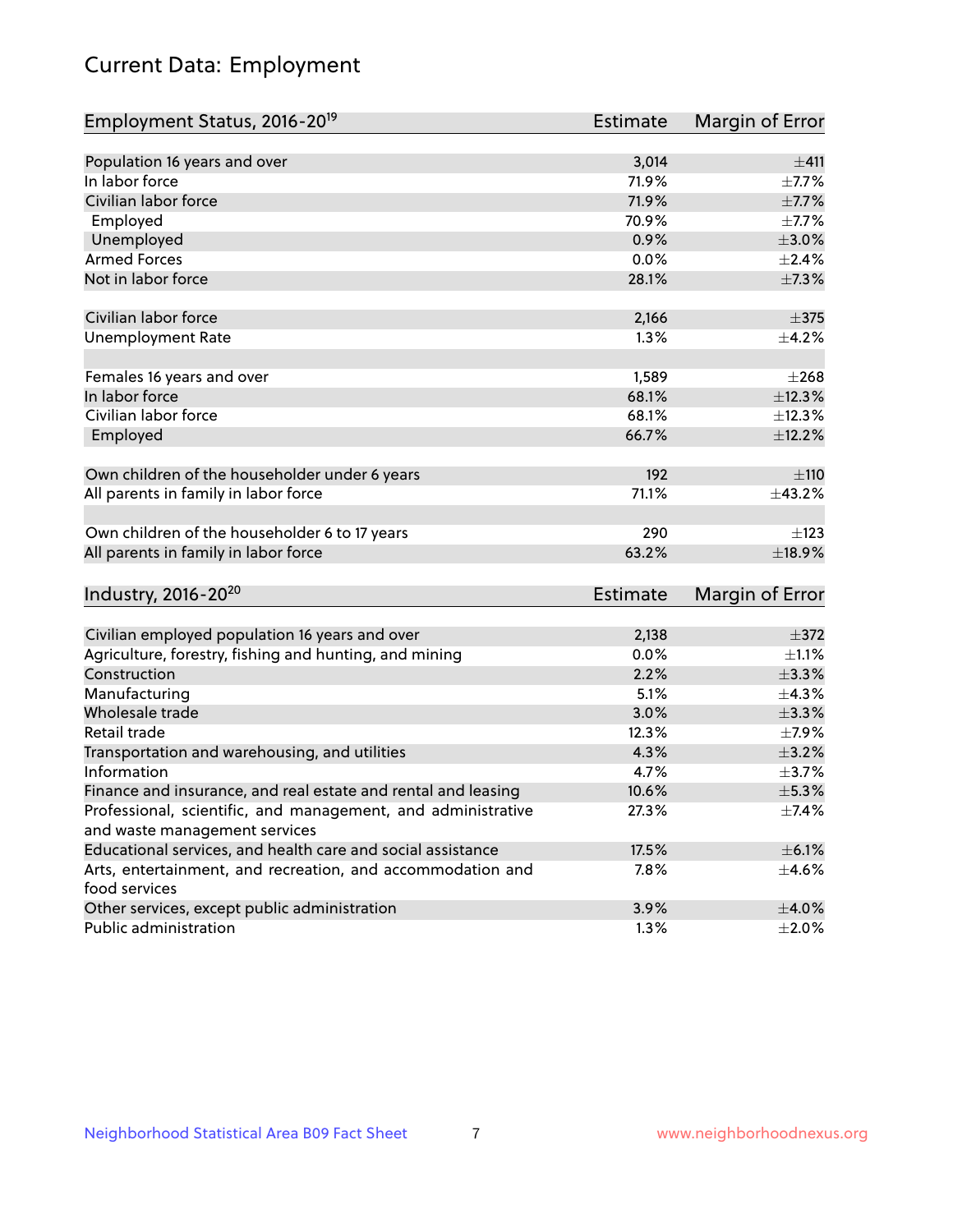# Current Data: Employment

| Employment Status, 2016-20[19] | Estimate | Margin of Error |
|---|---|---|
| Population 16 years and over | 3,014 | ±411 |
| In labor force | 71.9% | ±7.7% |
| Civilian labor force | 71.9% | ±7.7% |
| Employed | 70.9% | ±7.7% |
| Unemployed | 0.9% | ±3.0% |
| Armed Forces | 0.0% | ±2.4% |
| Not in labor force | 28.1% | ±7.3% |
| | | |
| Civilian labor force | 2,166 | ±375 |
| Unemployment Rate | 1.3% | ±4.2% |
| | | |
| Females 16 years and over | 1,589 | ±268 |
| In labor force | 68.1% | ±12.3% |
| Civilian labor force | 68.1% | ±12.3% |
| Employed | 66.7% | ±12.2% |
| | | |
| Own children of the householder under 6 years | 192 | ±110 |
| All parents in family in labor force | 71.1% | ±43.2% |
| | | |
| Own children of the householder 6 to 17 years | 290 | ±123 |
| All parents in family in labor force | 63.2% | ±18.9% |

| Industry, 2016-20[20] | Estimate | Margin of Error |
|---|---|---|
| Civilian employed population 16 years and over | 2,138 | ±372 |
| Agriculture, forestry, fishing and hunting, and mining | 0.0% | ±1.1% |
| Construction | 2.2% | ±3.3% |
| Manufacturing | 5.1% | ±4.3% |
| Wholesale trade | 3.0% | ±3.3% |
| Retail trade | 12.3% | ±7.9% |
| Transportation and warehousing, and utilities | 4.3% | ±3.2% |
| Information | 4.7% | ±3.7% |
| Finance and insurance, and real estate and rental and leasing | 10.6% | ±5.3% |
| Professional, scientific, and management, and administrative and waste management services | 27.3% | ±7.4% |
| Educational services, and health care and social assistance | 17.5% | ±6.1% |
| Arts, entertainment, and recreation, and accommodation and food services | 7.8% | ±4.6% |
| Other services, except public administration | 3.9% | ±4.0% |
| Public administration | 1.3% | ±2.0% |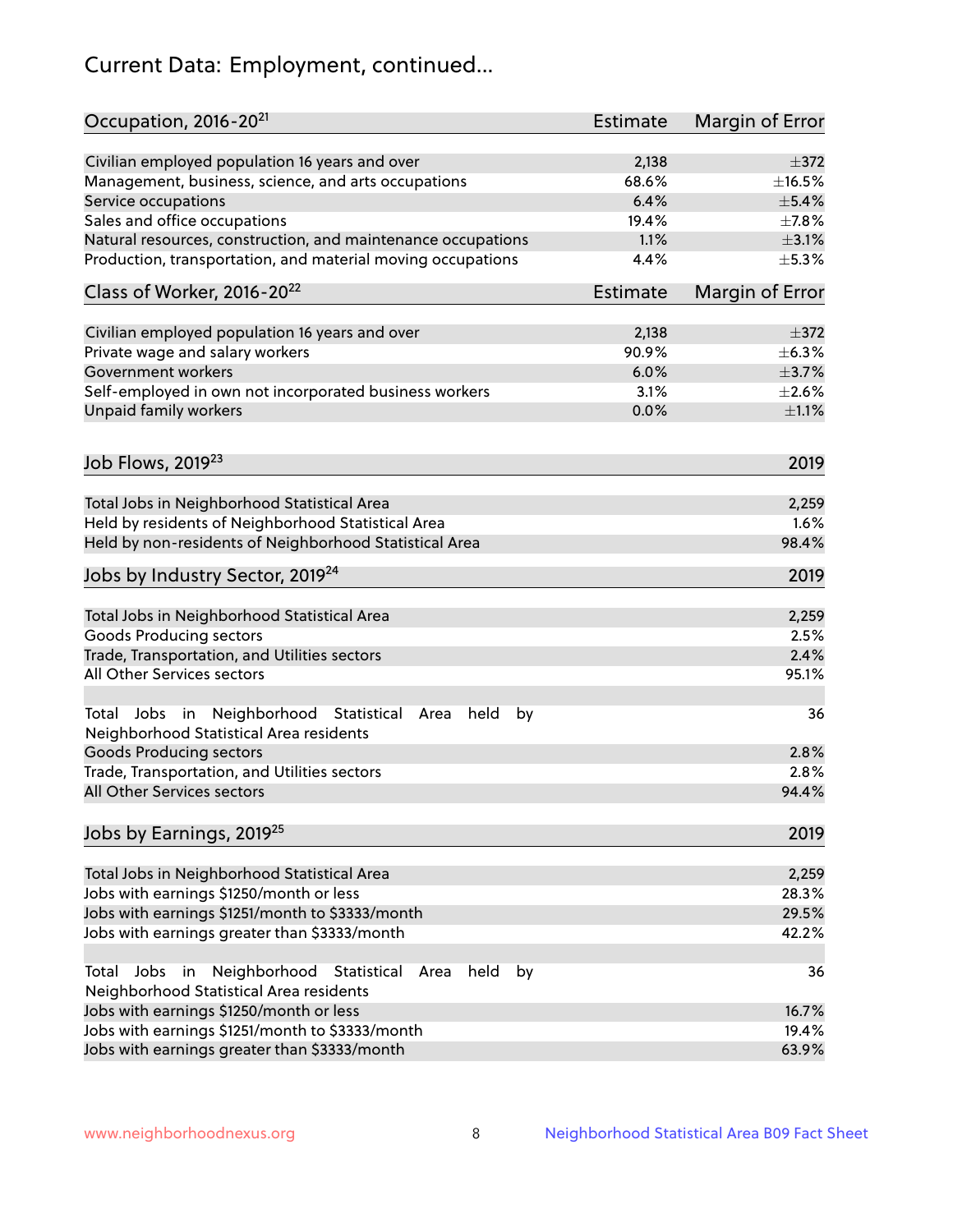# Current Data: Employment, continued...

| Occupation, 2016-20[21] | Estimate | Margin of Error |
|---|---|---|
| Civilian employed population 16 years and over | 2,138 | ±372 |
| Management, business, science, and arts occupations | 68.6% | ±16.5% |
| Service occupations | 6.4% | ±5.4% |
| Sales and office occupations | 19.4% | ±7.8% |
| Natural resources, construction, and maintenance occupations | 1.1% | ±3.1% |
| Production, transportation, and material moving occupations | 4.4% | ±5.3% |

| Class of Worker, 2016-20[22] | Estimate | Margin of Error |
|---|---|---|
| Civilian employed population 16 years and over | 2,138 | ±372 |
| Private wage and salary workers | 90.9% | ±6.3% |
| Government workers | 6.0% | ±3.7% |
| Self-employed in own not incorporated business workers | 3.1% | ±2.6% |
| Unpaid family workers | 0.0% | ±1.1% |

| Job Flows, 2019[23] | 2019 |
|---|---|
| Total Jobs in Neighborhood Statistical Area | 2,259 |
| Held by residents of Neighborhood Statistical Area | 1.6% |
| Held by non-residents of Neighborhood Statistical Area | 98.4% |

| Jobs by Industry Sector, 2019[24] | 2019 |
|---|---|
| Total Jobs in Neighborhood Statistical Area | 2,259 |
| Goods Producing sectors | 2.5% |
| Trade, Transportation, and Utilities sectors | 2.4% |
| All Other Services sectors | 95.1% |
| Total Jobs in Neighborhood Statistical Area held by Neighborhood Statistical Area residents | 36 |
| Goods Producing sectors | 2.8% |
| Trade, Transportation, and Utilities sectors | 2.8% |
| All Other Services sectors | 94.4% |

| Jobs by Earnings, 2019[25] | 2019 |
|---|---|
| Total Jobs in Neighborhood Statistical Area | 2,259 |
| Jobs with earnings $1250/month or less | 28.3% |
| Jobs with earnings $1251/month to $3333/month | 29.5% |
| Jobs with earnings greater than $3333/month | 42.2% |
| Total Jobs in Neighborhood Statistical Area held by Neighborhood Statistical Area residents | 36 |
| Jobs with earnings $1250/month or less | 16.7% |
| Jobs with earnings $1251/month to $3333/month | 19.4% |
| Jobs with earnings greater than $3333/month | 63.9% |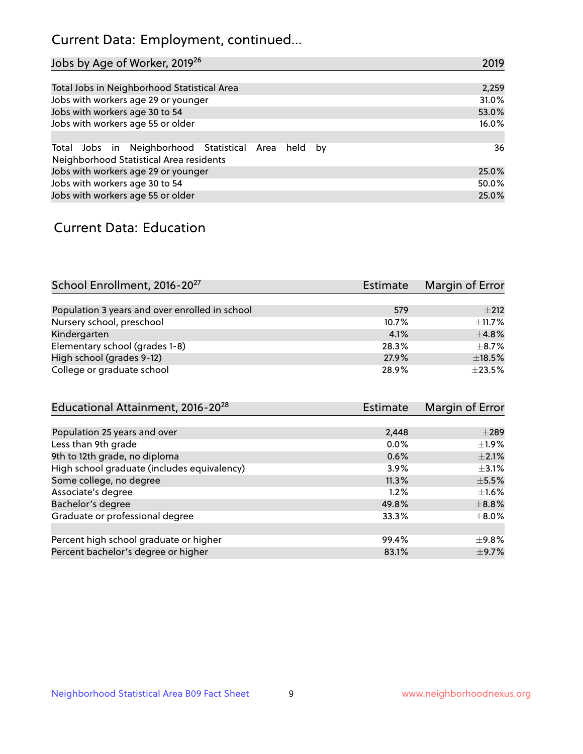## Current Data: Employment, continued...

| Jobs by Age of Worker, 2019[26] | 2019 |
|---|---|
| Total Jobs in Neighborhood Statistical Area | 2,259 |
| Jobs with workers age 29 or younger | 31.0% |
| Jobs with workers age 30 to 54 | 53.0% |
| Jobs with workers age 55 or older | 16.0% |
| | |
| Total Jobs in Neighborhood Statistical Area held by Neighborhood Statistical Area residents | 36 |
| Jobs with workers age 29 or younger | 25.0% |
| Jobs with workers age 30 to 54 | 50.0% |
| Jobs with workers age 55 or older | 25.0% |

## Current Data: Education

| School Enrollment, 2016-20[27] | Estimate | Margin of Error |
|---|---|---|
| Population 3 years and over enrolled in school | 579 | ±212 |
| Nursery school, preschool | 10.7% | ±11.7% |
| Kindergarten | 4.1% | ±4.8% |
| Elementary school (grades 1-8) | 28.3% | ±8.7% |
| High school (grades 9-12) | 27.9% | ±18.5% |
| College or graduate school | 28.9% | ±23.5% |

| Educational Attainment, 2016-20[28] | Estimate | Margin of Error |
|---|---|---|
| Population 25 years and over | 2,448 | ±289 |
| Less than 9th grade | 0.0% | ±1.9% |
| 9th to 12th grade, no diploma | 0.6% | ±2.1% |
| High school graduate (includes equivalency) | 3.9% | ±3.1% |
| Some college, no degree | 11.3% | ±5.5% |
| Associate's degree | 1.2% | ±1.6% |
| Bachelor's degree | 49.8% | ±8.8% |
| Graduate or professional degree | 33.3% | ±8.0% |
| | | |
| Percent high school graduate or higher | 99.4% | ±9.8% |
| Percent bachelor's degree or higher | 83.1% | ±9.7% |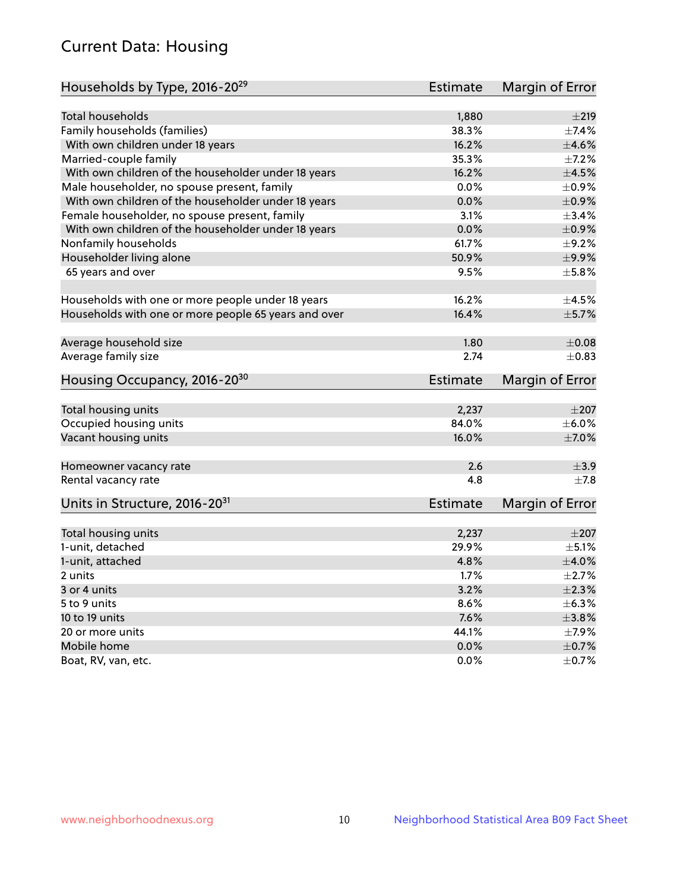# Current Data: Housing

| Households by Type, 2016-20[29] | Estimate | Margin of Error |
|---|---|---|
| Total households | 1,880 | ±219 |
| Family households (families) | 38.3% | ±7.4% |
| With own children under 18 years | 16.2% | ±4.6% |
| Married-couple family | 35.3% | ±7.2% |
| With own children of the householder under 18 years | 16.2% | ±4.5% |
| Male householder, no spouse present, family | 0.0% | ±0.9% |
| With own children of the householder under 18 years | 0.0% | ±0.9% |
| Female householder, no spouse present, family | 3.1% | ±3.4% |
| With own children of the householder under 18 years | 0.0% | ±0.9% |
| Nonfamily households | 61.7% | ±9.2% |
| Householder living alone | 50.9% | ±9.9% |
| 65 years and over | 9.5% | ±5.8% |
| | | |
| Households with one or more people under 18 years | 16.2% | ±4.5% |
| Households with one or more people 65 years and over | 16.4% | ±5.7% |
| | | |
| Average household size | 1.80 | ±0.08 |
| Average family size | 2.74 | ±0.83 |

| Housing Occupancy, 2016-20[30] | Estimate | Margin of Error |
|---|---|---|
| Total housing units | 2,237 | ±207 |
| Occupied housing units | 84.0% | ±6.0% |
| Vacant housing units | 16.0% | ±7.0% |
| | | |
| Homeowner vacancy rate | 2.6 | ±3.9 |
| Rental vacancy rate | 4.8 | ±7.8 |

| Units in Structure, 2016-20[31] | Estimate | Margin of Error |
|---|---|---|
| Total housing units | 2,237 | ±207 |
| 1-unit, detached | 29.9% | ±5.1% |
| 1-unit, attached | 4.8% | ±4.0% |
| 2 units | 1.7% | ±2.7% |
| 3 or 4 units | 3.2% | ±2.3% |
| 5 to 9 units | 8.6% | ±6.3% |
| 10 to 19 units | 7.6% | ±3.8% |
| 20 or more units | 44.1% | ±7.9% |
| Mobile home | 0.0% | ±0.7% |
| Boat, RV, van, etc. | 0.0% | ±0.7% |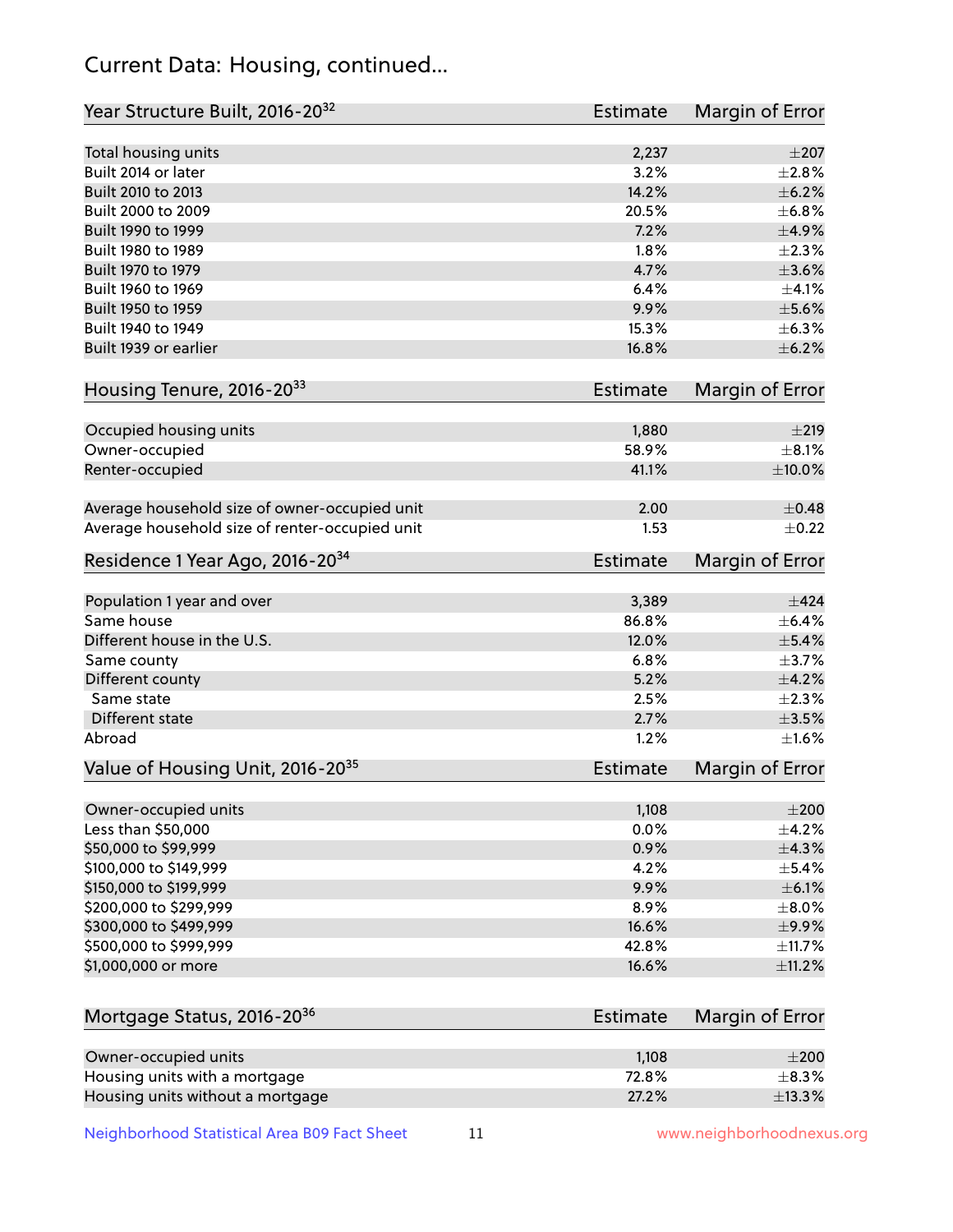## Current Data: Housing, continued...

| Year Structure Built, 2016-20[32] | Estimate | Margin of Error |
|---|---|---|
| Total housing units | 2,237 | ±207 |
| Built 2014 or later | 3.2% | ±2.8% |
| Built 2010 to 2013 | 14.2% | ±6.2% |
| Built 2000 to 2009 | 20.5% | ±6.8% |
| Built 1990 to 1999 | 7.2% | ±4.9% |
| Built 1980 to 1989 | 1.8% | ±2.3% |
| Built 1970 to 1979 | 4.7% | ±3.6% |
| Built 1960 to 1969 | 6.4% | ±4.1% |
| Built 1950 to 1959 | 9.9% | ±5.6% |
| Built 1940 to 1949 | 15.3% | ±6.3% |
| Built 1939 or earlier | 16.8% | ±6.2% |

| Housing Tenure, 2016-20[33] | Estimate | Margin of Error |
|---|---|---|
| Occupied housing units | 1,880 | ±219 |
| Owner-occupied | 58.9% | ±8.1% |
| Renter-occupied | 41.1% | ±10.0% |
| Average household size of owner-occupied unit | 2.00 | ±0.48 |
| Average household size of renter-occupied unit | 1.53 | ±0.22 |

| Residence 1 Year Ago, 2016-20[34] | Estimate | Margin of Error |
|---|---|---|
| Population 1 year and over | 3,389 | ±424 |
| Same house | 86.8% | ±6.4% |
| Different house in the U.S. | 12.0% | ±5.4% |
| Same county | 6.8% | ±3.7% |
| Different county | 5.2% | ±4.2% |
| Same state | 2.5% | ±2.3% |
| Different state | 2.7% | ±3.5% |
| Abroad | 1.2% | ±1.6% |

| Value of Housing Unit, 2016-20[35] | Estimate | Margin of Error |
|---|---|---|
| Owner-occupied units | 1,108 | ±200 |
| Less than $50,000 | 0.0% | ±4.2% |
| $50,000 to $99,999 | 0.9% | ±4.3% |
| $100,000 to $149,999 | 4.2% | ±5.4% |
| $150,000 to $199,999 | 9.9% | ±6.1% |
| $200,000 to $299,999 | 8.9% | ±8.0% |
| $300,000 to $499,999 | 16.6% | ±9.9% |
| $500,000 to $999,999 | 42.8% | ±11.7% |
| $1,000,000 or more | 16.6% | ±11.2% |

| Mortgage Status, 2016-20[36] | Estimate | Margin of Error |
|---|---|---|
| Owner-occupied units | 1,108 | ±200 |
| Housing units with a mortgage | 72.8% | ±8.3% |
| Housing units without a mortgage | 27.2% | ±13.3% |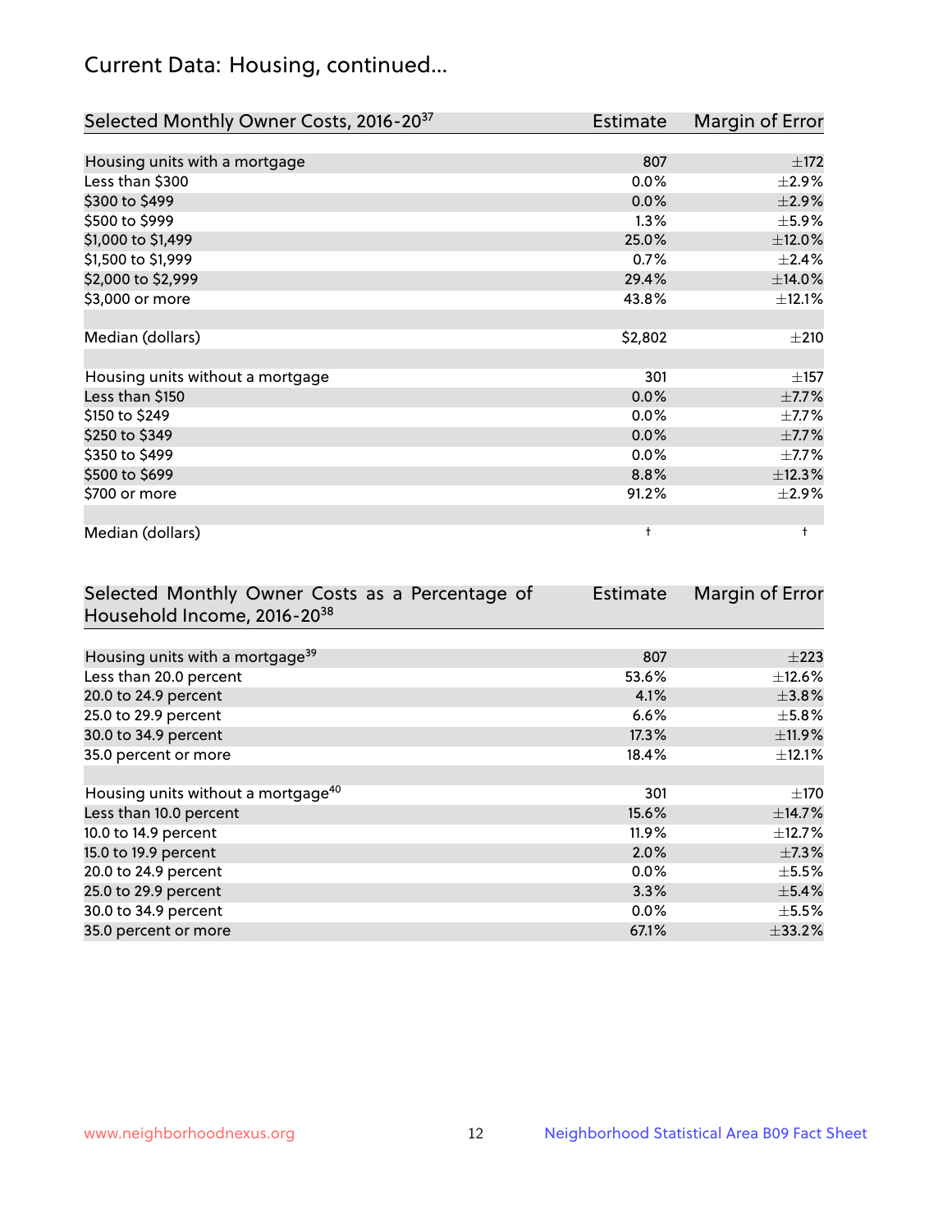## Current Data: Housing, continued...

| Selected Monthly Owner Costs, 2016-20[37] | Estimate | Margin of Error |
|---|---|---|
| Housing units with a mortgage | 807 | ±172 |
| Less than $300 | 0.0% | ±2.9% |
| $300 to $499 | 0.0% | ±2.9% |
| $500 to $999 | 1.3% | ±5.9% |
| $1,000 to $1,499 | 25.0% | ±12.0% |
| $1,500 to $1,999 | 0.7% | ±2.4% |
| $2,000 to $2,999 | 29.4% | ±14.0% |
| $3,000 or more | 43.8% | ±12.1% |
| | | |
| Median (dollars) | $2,802 | ±210 |
| | | |
| Housing units without a mortgage | 301 | ±157 |
| Less than $150 | 0.0% | ±7.7% |
| $150 to $249 | 0.0% | ±7.7% |
| $250 to $349 | 0.0% | ±7.7% |
| $350 to $499 | 0.0% | ±7.7% |
| $500 to $699 | 8.8% | ±12.3% |
| $700 or more | 91.2% | ±2.9% |
| | | |
| Median (dollars) | † | † |

| Selected Monthly Owner Costs as a Percentage of Household Income, 2016-20[38] | Estimate | Margin of Error |
|---|---|---|
| Housing units with a mortgage[39] | 807 | ±223 |
| Less than 20.0 percent | 53.6% | ±12.6% |
| 20.0 to 24.9 percent | 4.1% | ±3.8% |
| 25.0 to 29.9 percent | 6.6% | ±5.8% |
| 30.0 to 34.9 percent | 17.3% | ±11.9% |
| 35.0 percent or more | 18.4% | ±12.1% |
| | | |
| Housing units without a mortgage[40] | 301 | ±170 |
| Less than 10.0 percent | 15.6% | ±14.7% |
| 10.0 to 14.9 percent | 11.9% | ±12.7% |
| 15.0 to 19.9 percent | 2.0% | ±7.3% |
| 20.0 to 24.9 percent | 0.0% | ±5.5% |
| 25.0 to 29.9 percent | 3.3% | ±5.4% |
| 30.0 to 34.9 percent | 0.0% | ±5.5% |
| 35.0 percent or more | 67.1% | ±33.2% |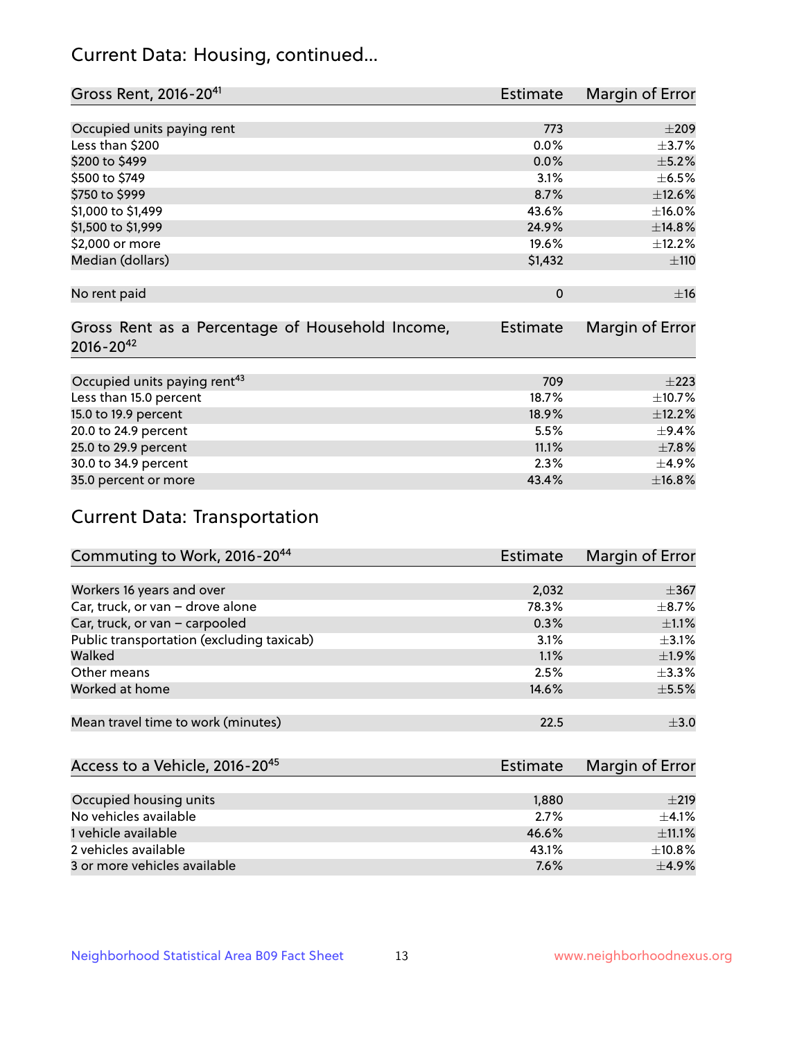## Current Data: Housing, continued...

| Gross Rent, 2016-20[41] | Estimate | Margin of Error |
| --- | --- | --- |
| Occupied units paying rent | 773 | ±209 |
| Less than $200 | 0.0% | ±3.7% |
| $200 to $499 | 0.0% | ±5.2% |
| $500 to $749 | 3.1% | ±6.5% |
| $750 to $999 | 8.7% | ±12.6% |
| $1,000 to $1,499 | 43.6% | ±16.0% |
| $1,500 to $1,999 | 24.9% | ±14.8% |
| $2,000 or more | 19.6% | ±12.2% |
| Median (dollars) | $1,432 | ±110 |
| No rent paid | 0 | ±16 |

| Gross Rent as a Percentage of Household Income, 2016-20[42] | Estimate | Margin of Error |
| --- | --- | --- |
| Occupied units paying rent[43] | 709 | ±223 |
| Less than 15.0 percent | 18.7% | ±10.7% |
| 15.0 to 19.9 percent | 18.9% | ±12.2% |
| 20.0 to 24.9 percent | 5.5% | ±9.4% |
| 25.0 to 29.9 percent | 11.1% | ±7.8% |
| 30.0 to 34.9 percent | 2.3% | ±4.9% |
| 35.0 percent or more | 43.4% | ±16.8% |

## Current Data: Transportation

| Commuting to Work, 2016-20[44] | Estimate | Margin of Error |
| --- | --- | --- |
| Workers 16 years and over | 2,032 | ±367 |
| Car, truck, or van – drove alone | 78.3% | ±8.7% |
| Car, truck, or van – carpooled | 0.3% | ±1.1% |
| Public transportation (excluding taxicab) | 3.1% | ±3.1% |
| Walked | 1.1% | ±1.9% |
| Other means | 2.5% | ±3.3% |
| Worked at home | 14.6% | ±5.5% |
| Mean travel time to work (minutes) | 22.5 | ±3.0 |

| Access to a Vehicle, 2016-20[45] | Estimate | Margin of Error |
| --- | --- | --- |
| Occupied housing units | 1,880 | ±219 |
| No vehicles available | 2.7% | ±4.1% |
| 1 vehicle available | 46.6% | ±11.1% |
| 2 vehicles available | 43.1% | ±10.8% |
| 3 or more vehicles available | 7.6% | ±4.9% |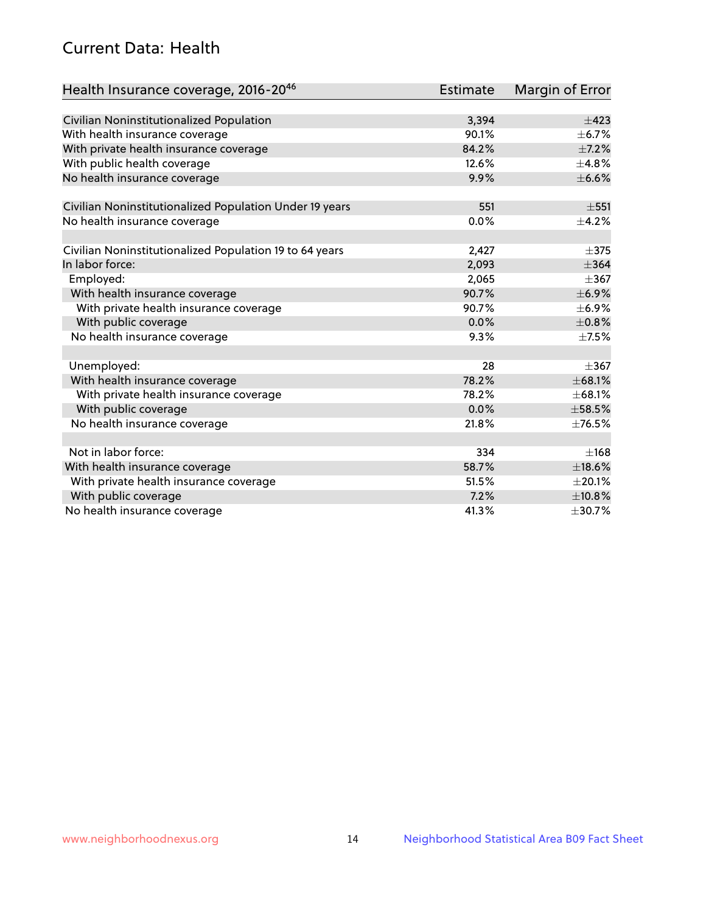## Current Data: Health

| Health Insurance coverage, 2016-20[46] | Estimate | Margin of Error |
|---|---|---|
| Civilian Noninstitutionalized Population | 3,394 | ±423 |
| With health insurance coverage | 90.1% | ±6.7% |
| With private health insurance coverage | 84.2% | ±7.2% |
| With public health coverage | 12.6% | ±4.8% |
| No health insurance coverage | 9.9% | ±6.6% |
| | | |
| Civilian Noninstitutionalized Population Under 19 years | 551 | ±551 |
| No health insurance coverage | 0.0% | ±4.2% |
| | | |
| Civilian Noninstitutionalized Population 19 to 64 years | 2,427 | ±375 |
| In labor force: | 2,093 | ±364 |
| Employed: | 2,065 | ±367 |
| With health insurance coverage | 90.7% | ±6.9% |
| With private health insurance coverage | 90.7% | ±6.9% |
| With public coverage | 0.0% | ±0.8% |
| No health insurance coverage | 9.3% | ±7.5% |
| | | |
| Unemployed: | 28 | ±367 |
| With health insurance coverage | 78.2% | ±68.1% |
| With private health insurance coverage | 78.2% | ±68.1% |
| With public coverage | 0.0% | ±58.5% |
| No health insurance coverage | 21.8% | ±76.5% |
| | | |
| Not in labor force: | 334 | ±168 |
| With health insurance coverage | 58.7% | ±18.6% |
| With private health insurance coverage | 51.5% | ±20.1% |
| With public coverage | 7.2% | ±10.8% |
| No health insurance coverage | 41.3% | ±30.7% |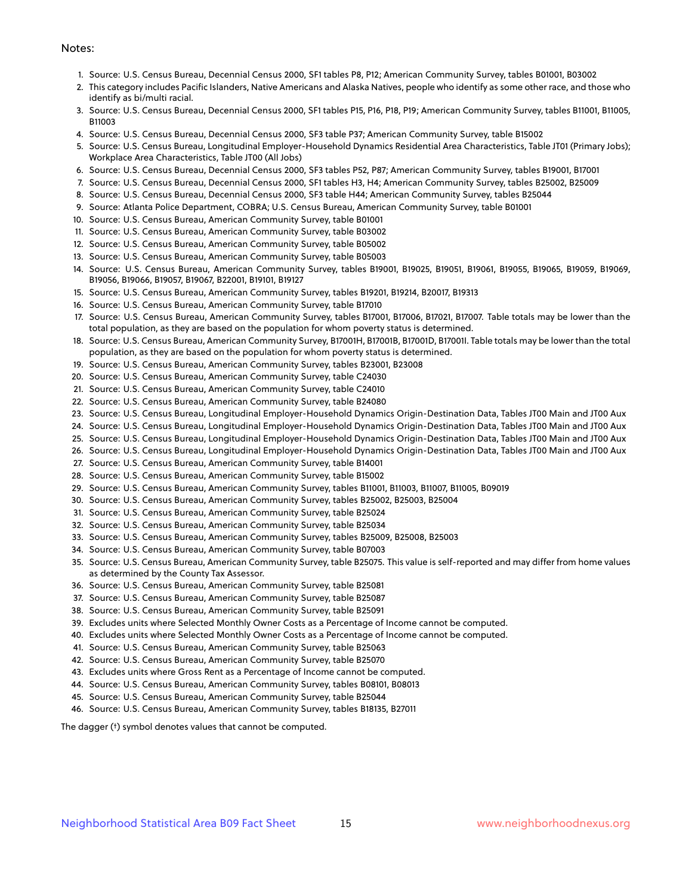Notes:

1. Source: U.S. Census Bureau, Decennial Census 2000, SF1 tables P8, P12; American Community Survey, tables B01001, B03002
2. This category includes Pacific Islanders, Native Americans and Alaska Natives, people who identify as some other race, and those who identify as bi/multi racial.
3. Source: U.S. Census Bureau, Decennial Census 2000, SF1 tables P15, P16, P18, P19; American Community Survey, tables B11001, B11005, B11003
4. Source: U.S. Census Bureau, Decennial Census 2000, SF3 table P37; American Community Survey, table B15002
5. Source: U.S. Census Bureau, Longitudinal Employer-Household Dynamics Residential Area Characteristics, Table JT01 (Primary Jobs); Workplace Area Characteristics, Table JT00 (All Jobs)
6. Source: U.S. Census Bureau, Decennial Census 2000, SF3 tables P52, P87; American Community Survey, tables B19001, B17001
7. Source: U.S. Census Bureau, Decennial Census 2000, SF1 tables H3, H4; American Community Survey, tables B25002, B25009
8. Source: U.S. Census Bureau, Decennial Census 2000, SF3 table H44; American Community Survey, tables B25044
9. Source: Atlanta Police Department, COBRA; U.S. Census Bureau, American Community Survey, table B01001
10. Source: U.S. Census Bureau, American Community Survey, table B01001
11. Source: U.S. Census Bureau, American Community Survey, table B03002
12. Source: U.S. Census Bureau, American Community Survey, table B05002
13. Source: U.S. Census Bureau, American Community Survey, table B05003
14. Source: U.S. Census Bureau, American Community Survey, tables B19001, B19025, B19051, B19061, B19055, B19065, B19059, B19069, B19056, B19066, B19057, B19067, B22001, B19101, B19127
15. Source: U.S. Census Bureau, American Community Survey, tables B19201, B19214, B20017, B19313
16. Source: U.S. Census Bureau, American Community Survey, table B17010
17. Source: U.S. Census Bureau, American Community Survey, tables B17001, B17006, B17021, B17007. Table totals may be lower than the total population, as they are based on the population for whom poverty status is determined.
18. Source: U.S. Census Bureau, American Community Survey, B17001H, B17001B, B17001D, B17001I. Table totals may be lower than the total population, as they are based on the population for whom poverty status is determined.
19. Source: U.S. Census Bureau, American Community Survey, tables B23001, B23008
20. Source: U.S. Census Bureau, American Community Survey, table C24030
21. Source: U.S. Census Bureau, American Community Survey, table C24010
22. Source: U.S. Census Bureau, American Community Survey, table B24080
23. Source: U.S. Census Bureau, Longitudinal Employer-Household Dynamics Origin-Destination Data, Tables JT00 Main and JT00 Aux
24. Source: U.S. Census Bureau, Longitudinal Employer-Household Dynamics Origin-Destination Data, Tables JT00 Main and JT00 Aux
25. Source: U.S. Census Bureau, Longitudinal Employer-Household Dynamics Origin-Destination Data, Tables JT00 Main and JT00 Aux
26. Source: U.S. Census Bureau, Longitudinal Employer-Household Dynamics Origin-Destination Data, Tables JT00 Main and JT00 Aux
27. Source: U.S. Census Bureau, American Community Survey, table B14001
28. Source: U.S. Census Bureau, American Community Survey, table B15002
29. Source: U.S. Census Bureau, American Community Survey, tables B11001, B11003, B11007, B11005, B09019
30. Source: U.S. Census Bureau, American Community Survey, tables B25002, B25003, B25004
31. Source: U.S. Census Bureau, American Community Survey, table B25024
32. Source: U.S. Census Bureau, American Community Survey, table B25034
33. Source: U.S. Census Bureau, American Community Survey, tables B25009, B25008, B25003
34. Source: U.S. Census Bureau, American Community Survey, table B07003
35. Source: U.S. Census Bureau, American Community Survey, table B25075. This value is self-reported and may differ from home values as determined by the County Tax Assessor.
36. Source: U.S. Census Bureau, American Community Survey, table B25081
37. Source: U.S. Census Bureau, American Community Survey, table B25087
38. Source: U.S. Census Bureau, American Community Survey, table B25091
39. Excludes units where Selected Monthly Owner Costs as a Percentage of Income cannot be computed.
40. Excludes units where Selected Monthly Owner Costs as a Percentage of Income cannot be computed.
41. Source: U.S. Census Bureau, American Community Survey, table B25063
42. Source: U.S. Census Bureau, American Community Survey, table B25070
43. Excludes units where Gross Rent as a Percentage of Income cannot be computed.
44. Source: U.S. Census Bureau, American Community Survey, tables B08101, B08013
45. Source: U.S. Census Bureau, American Community Survey, table B25044
46. Source: U.S. Census Bureau, American Community Survey, tables B18135, B27011

The dagger (†) symbol denotes values that cannot be computed.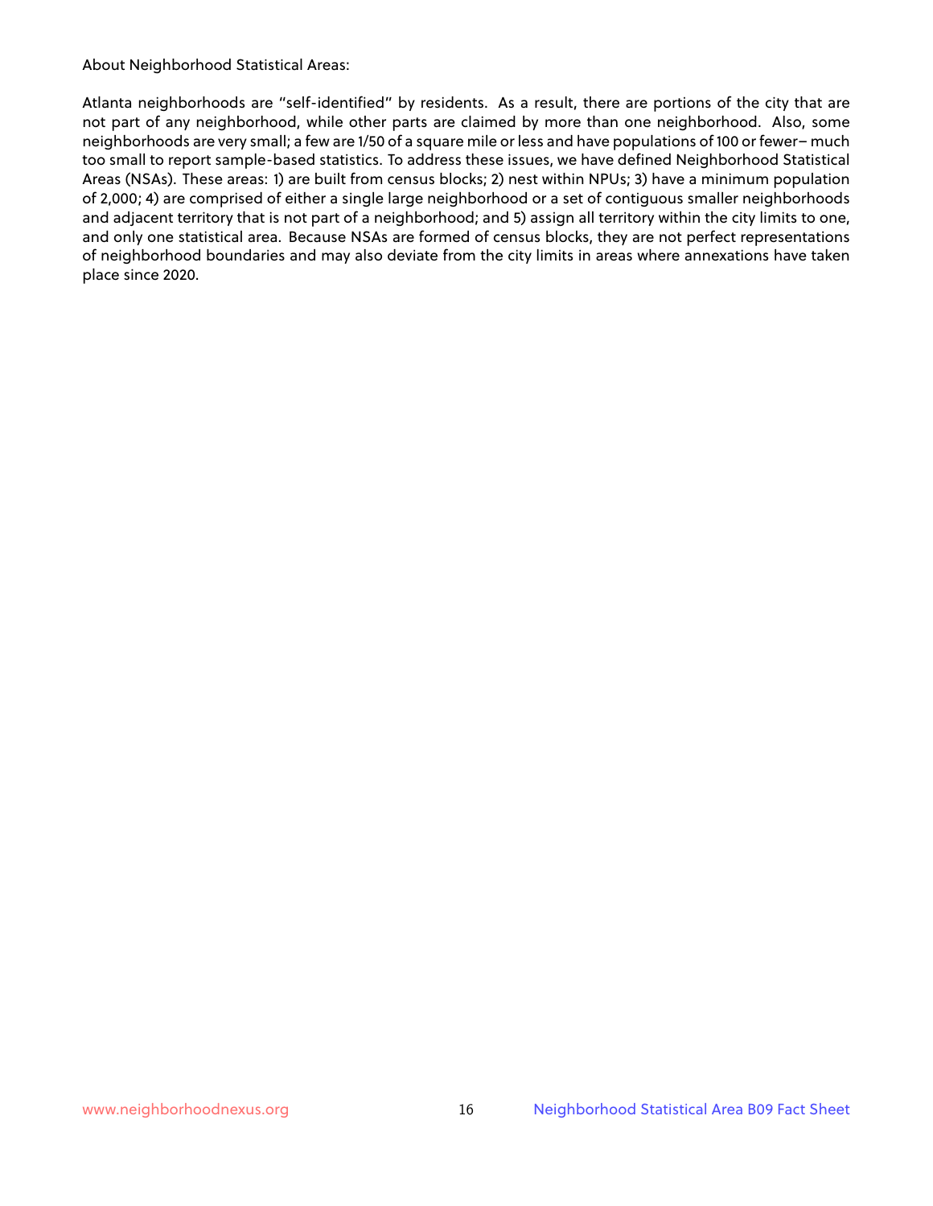About Neighborhood Statistical Areas:

Atlanta neighborhoods are "self-identified" by residents. As a result, there are portions of the city that are not part of any neighborhood, while other parts are claimed by more than one neighborhood. Also, some neighborhoods are very small; a few are 1/50 of a square mile or less and have populations of 100 or fewer– much too small to report sample-based statistics. To address these issues, we have defined Neighborhood Statistical Areas (NSAs). These areas: 1) are built from census blocks; 2) nest within NPUs; 3) have a minimum population of 2,000; 4) are comprised of either a single large neighborhood or a set of contiguous smaller neighborhoods and adjacent territory that is not part of a neighborhood; and 5) assign all territory within the city limits to one, and only one statistical area. Because NSAs are formed of census blocks, they are not perfect representations of neighborhood boundaries and may also deviate from the city limits in areas where annexations have taken place since 2020.